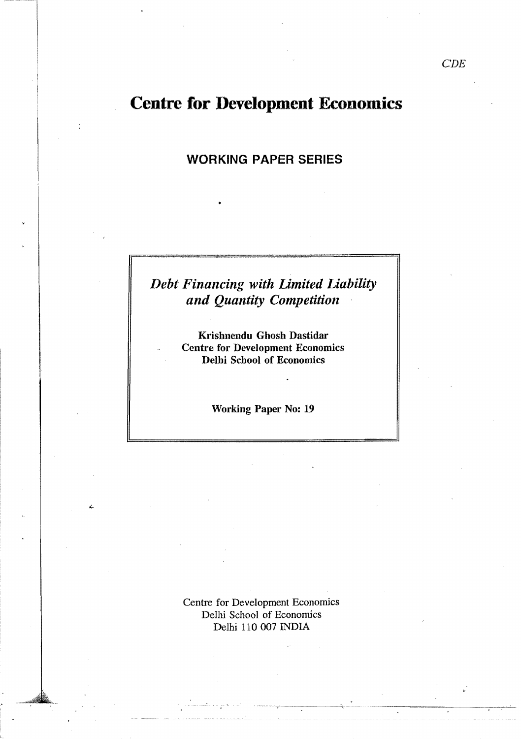CDE

# Centre for Development Economics

## WORKING PAPER SERIES

*Debt Financing with Limited Liability and Quantity Competition*

**Krishnendu Ghosh Dastidar**
**Centre for Development Economics**
**Delhi School of Economics**

**Working Paper No: 19**

Centre for Development Economics
Delhi School of Economics
Delhi 110 007 INDIA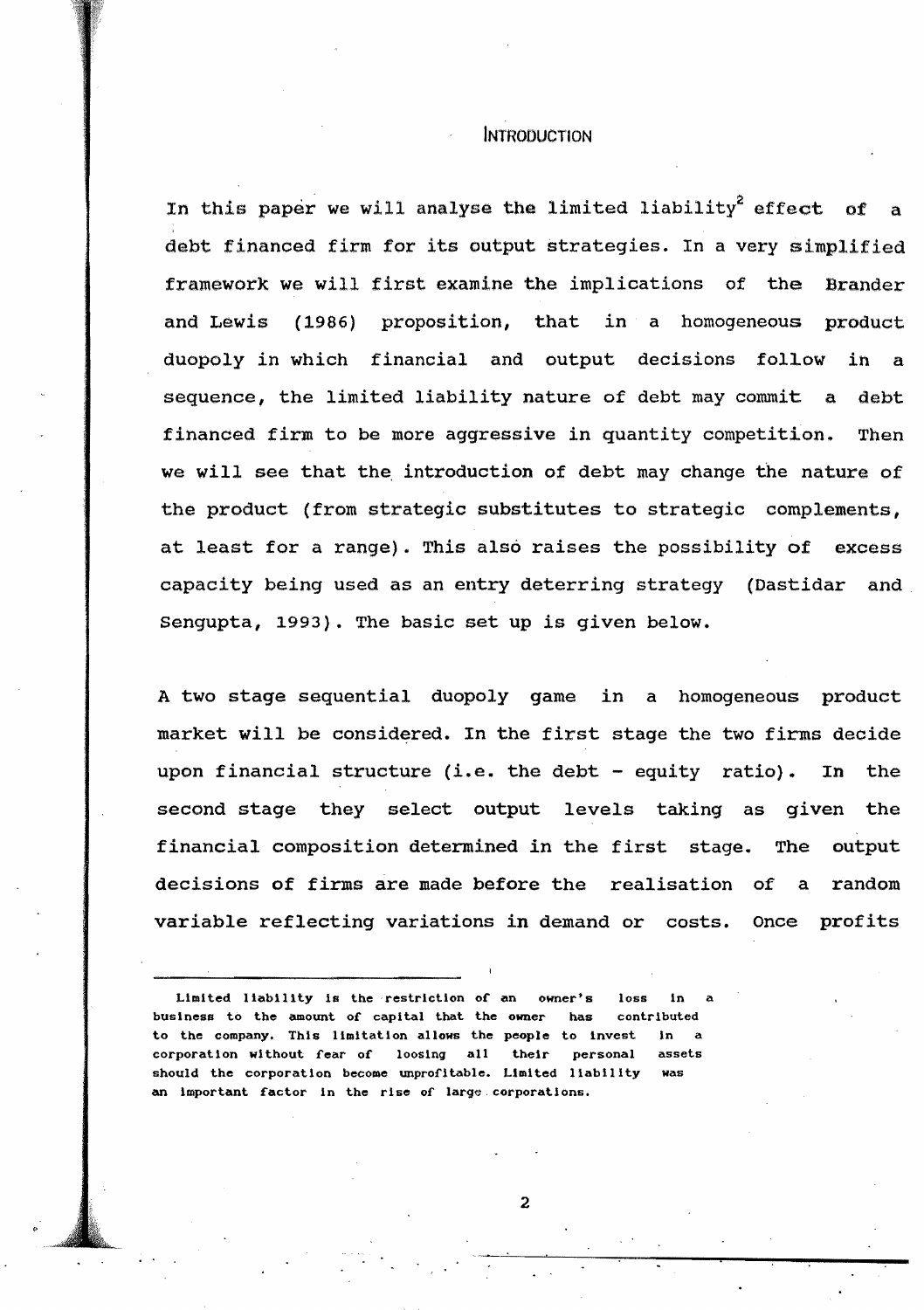## Introduction

In this paper we will analyse the limited liability[2] effect of a debt financed firm for its output strategies. In a very simplified framework we will first examine the implications of the Brander and Lewis (1986) proposition, that in a homogeneous product duopoly in which financial and output decisions follow in a sequence, the limited liability nature of debt may commit a debt financed firm to be more aggressive in quantity competition. Then we will see that the introduction of debt may change the nature of the product (from strategic substitutes to strategic complements, at least for a range). This also raises the possibility of excess capacity being used as an entry deterring strategy (Dastidar and Sengupta, 1993). The basic set up is given below.

A two stage sequential duopoly game in a homogeneous product market will be considered. In the first stage the two firms decide upon financial structure (i.e. the debt - equity ratio). In the second stage they select output levels taking as given the financial composition determined in the first stage. The output decisions of firms are made before the realisation of a random variable reflecting variations in demand or costs. Once profits

---

Limited liability is the restriction of an owner's loss in a business to the amount of capital that the owner has contributed to the company. This limitation allows the people to invest in a corporation without fear of loosing all their personal assets should the corporation become unprofitable. Limited liability was an important factor in the rise of large corporations.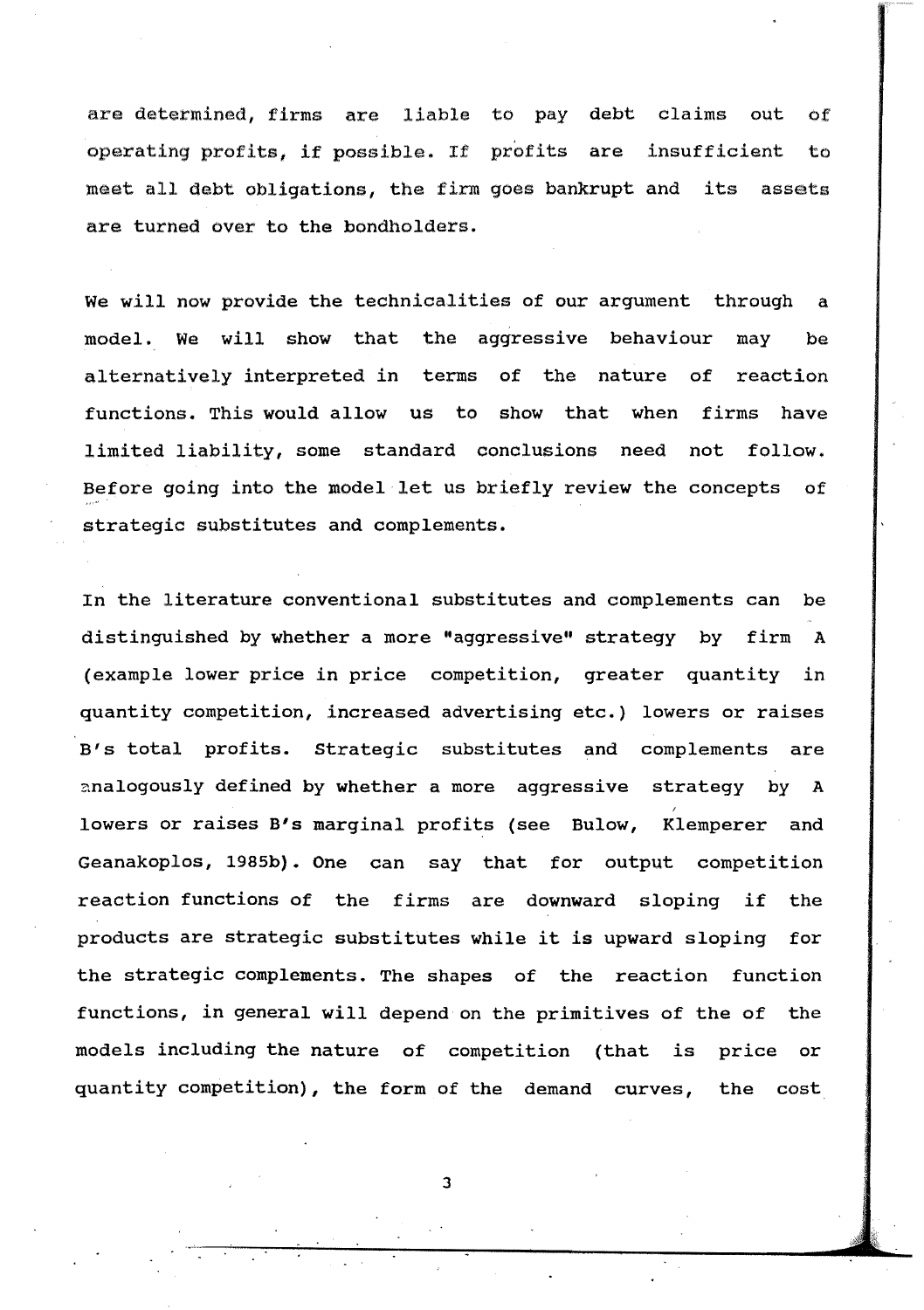are determined, firms are liable to pay debt claims out of operating profits, if possible. If profits are insufficient to meet all debt obligations, the firm goes bankrupt and its assets are turned over to the bondholders.

We will now provide the technicalities of our argument through a model. We will show that the aggressive behaviour may be alternatively interpreted in terms of the nature of reaction functions. This would allow us to show that when firms have limited liability, some standard conclusions need not follow. Before going into the model let us briefly review the concepts of strategic substitutes and complements.

In the literature conventional substitutes and complements can be distinguished by whether a more "aggressive" strategy by firm A (example lower price in price competition, greater quantity in quantity competition, increased advertising etc.) lowers or raises B's total profits. Strategic substitutes and complements are analogously defined by whether a more aggressive strategy by A lowers or raises B's marginal profits (see Bulow, Klemperer and Geanakoplos, 1985b). One can say that for output competition reaction functions of the firms are downward sloping if the products are strategic substitutes while it is upward sloping for the strategic complements. The shapes of the reaction function functions, in general will depend on the primitives of the of the models including the nature of competition (that is price or quantity competition), the form of the demand curves, the cost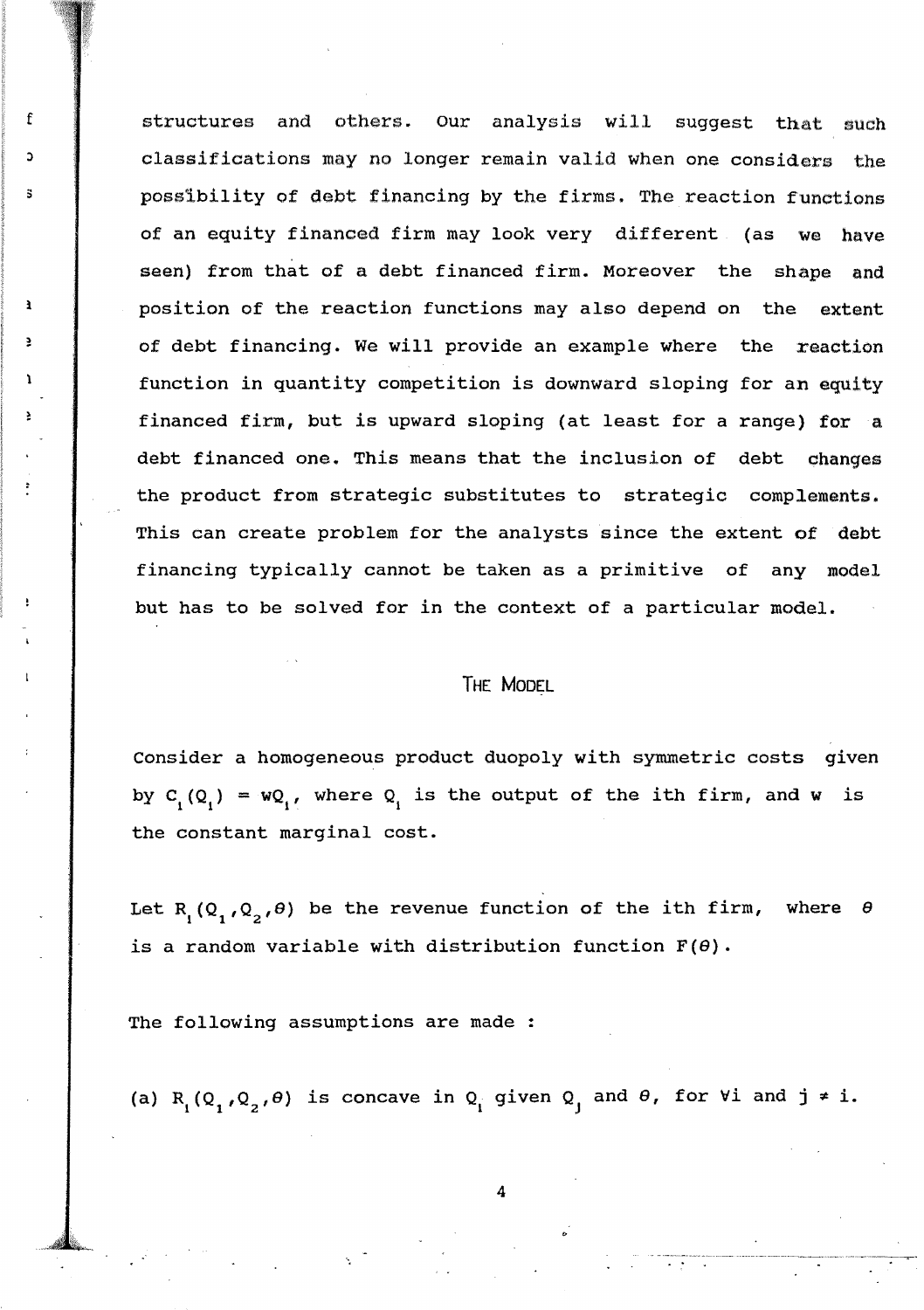structures and others. Our analysis will suggest that such classifications may no longer remain valid when one considers the possibility of debt financing by the firms. The reaction functions of an equity financed firm may look very different (as we have seen) from that of a debt financed firm. Moreover the shape and position of the reaction functions may also depend on the extent of debt financing. We will provide an example where the reaction function in quantity competition is downward sloping for an equity financed firm, but is upward sloping (at least for a range) for a debt financed one. This means that the inclusion of debt changes the product from strategic substitutes to strategic complements. This can create problem for the analysts since the extent of debt financing typically cannot be taken as a primitive of any model but has to be solved for in the context of a particular model.

## The Model

Consider a homogeneous product duopoly with symmetric costs given by $C_i(Q_i) = wQ_i$, where $Q_i$ is the output of the ith firm, and $w$ is the constant marginal cost.

Let $R_i(Q_1, Q_2, \theta)$ be the revenue function of the ith firm, where $\theta$ is a random variable with distribution function $F(\theta)$.

The following assumptions are made :

(a) $R_i(Q_1, Q_2, \theta)$ is concave in $Q_i$ given $Q_j$ and $\theta$, for $\forall i$ and $j \neq i$.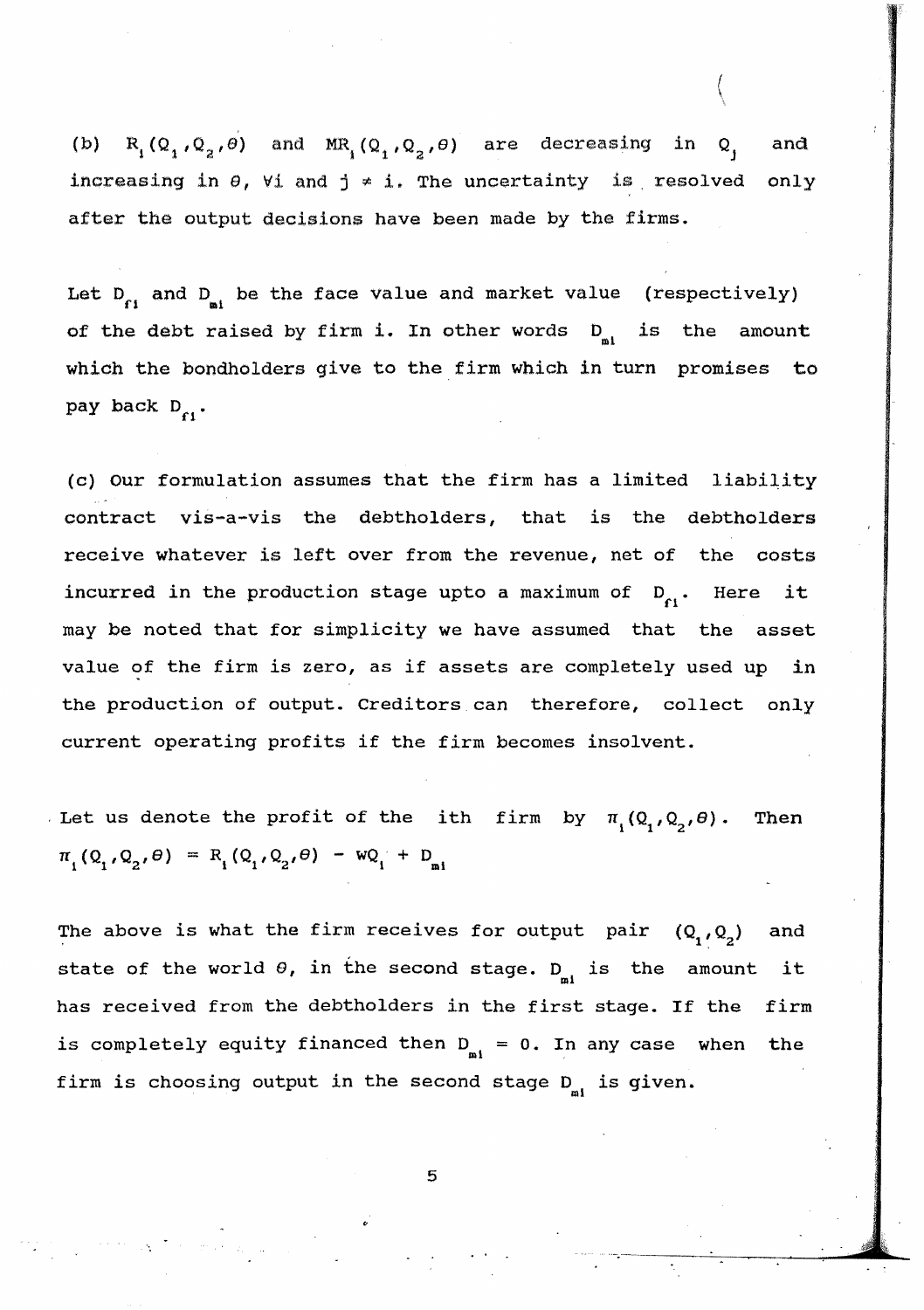(b) $R_i(Q_1,Q_2,\theta)$ and $MR_i(Q_1,Q_2,\theta)$ are decreasing in $Q_j$ and increasing in $\theta$, $\forall i$ and $j \neq i$. The uncertainty is resolved only after the output decisions have been made by the firms.

Let $D_{fi}$ and $D_{mi}$ be the face value and market value (respectively) of the debt raised by firm i. In other words $D_{mi}$ is the amount which the bondholders give to the firm which in turn promises to pay back $D_{fi}$.

(c) Our formulation assumes that the firm has a limited liability contract vis-a-vis the debtholders, that is the debtholders receive whatever is left over from the revenue, net of the costs incurred in the production stage upto a maximum of $D_{fi}$. Here it may be noted that for simplicity we have assumed that the asset value of the firm is zero, as if assets are completely used up in the production of output. Creditors can therefore, collect only current operating profits if the firm becomes insolvent.

Let us denote the profit of the ith firm by $\pi_i(Q_1,Q_2,\theta)$. Then

$$\pi_i(Q_1,Q_2,\theta) = R_i(Q_1,Q_2,\theta) - wQ_i + D_{mi}$$

The above is what the firm receives for output pair $(Q_1,Q_2)$ and state of the world $\theta$, in the second stage. $D_{mi}$ is the amount it has received from the debtholders in the first stage. If the firm is completely equity financed then $D_{mi} = 0$. In any case when the firm is choosing output in the second stage $D_{mi}$ is given.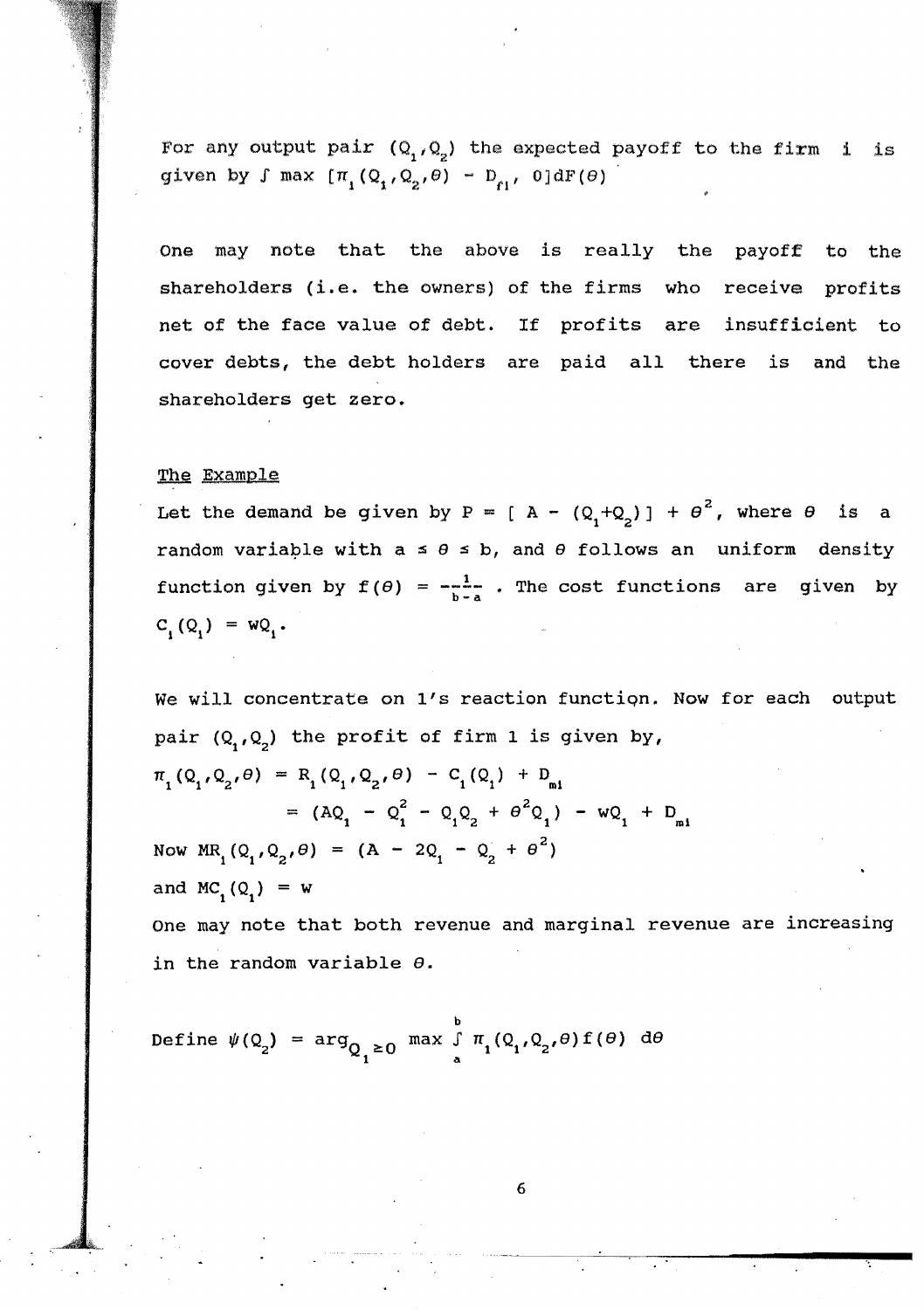For any output pair $(Q_1, Q_2)$ the expected payoff to the firm $i$ is given by $\int \max\,[\pi_1(Q_1, Q_2, \theta) - D_{f1},\ 0]dF(\theta)$

One may note that the above is really the payoff to the shareholders (i.e. the owners) of the firms who receive profits net of the face value of debt. If profits are insufficient to cover debts, the debt holders are paid all there is and the shareholders get zero.

The Example

Let the demand be given by $P = [\,A - (Q_1+Q_2)\,] + \theta^2$, where $\theta$ is a random variable with $a \le \theta \le b$, and $\theta$ follows an uniform density function given by $f(\theta) = \frac{1}{b-a}$. The cost functions are given by $C_1(Q_1) = wQ_1$.

We will concentrate on 1's reaction function. Now for each output pair $(Q_1, Q_2)$ the profit of firm 1 is given by,

$$\pi_1(Q_1, Q_2, \theta) = R_1(Q_1, Q_2, \theta) - C_1(Q_1) + D_{m1}$$

$$= (AQ_1 - Q_1^2 - Q_1Q_2 + \theta^2 Q_1) - wQ_1 + D_{m1}$$

Now $MR_1(Q_1, Q_2, \theta) = (A - 2Q_1 - Q_2 + \theta^2)$

and $MC_1(Q_1) = w$

One may note that both revenue and marginal revenue are increasing in the random variable $\theta$.

Define $\psi(Q_2) = \arg_{Q_1 \ge 0} \max \int_a^b \pi_1(Q_1, Q_2, \theta) f(\theta)\, d\theta$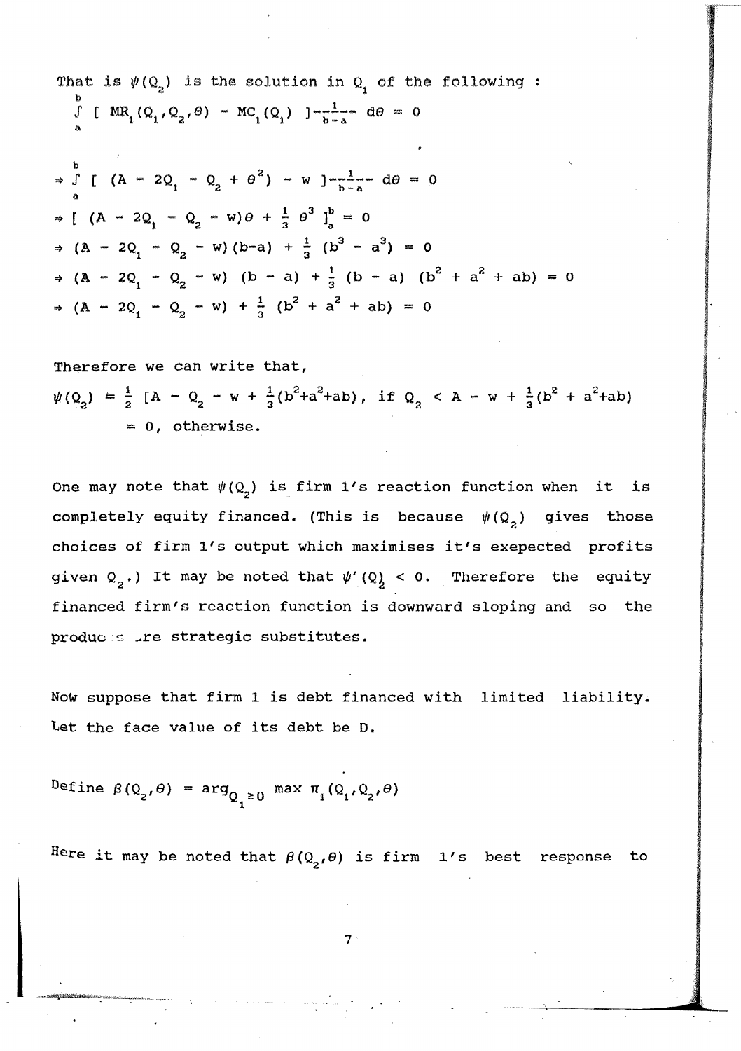That is $\psi(Q_2)$ is the solution in $Q_1$ of the following :

$$\int_a^b [\ MR_1(Q_1,Q_2,\theta) - MC_1(Q_1)\ ]\frac{1}{b-a}\ d\theta = 0$$

$$\Rightarrow \int_a^b [\ (A - 2Q_1 - Q_2 + \theta^2) - w\ ]\frac{1}{b-a}\ d\theta = 0$$

$$\Rightarrow [\ (A - 2Q_1 - Q_2 - w)\theta + \frac{1}{3}\ \theta^3\ ]_a^b = 0$$

$$\Rightarrow (A - 2Q_1 - Q_2 - w)(b-a) + \frac{1}{3}\ (b^3 - a^3) = 0$$

$$\Rightarrow (A - 2Q_1 - Q_2 - w)\ (b - a) + \frac{1}{3}\ (b - a)\ (b^2 + a^2 + ab) = 0$$

$$\Rightarrow (A - 2Q_1 - Q_2 - w) + \frac{1}{3}\ (b^2 + a^2 + ab) = 0$$

Therefore we can write that,

$$\psi(Q_2) = \frac{1}{2}\ [A - Q_2 - w + \frac{1}{3}(b^2+a^2+ab),\ \text{if}\ Q_2 < A - w + \frac{1}{3}(b^2 + a^2+ab)$$
$$= 0,\ \text{otherwise.}$$

One may note that $\psi(Q_2)$ is firm 1's reaction function when it is completely equity financed. (This is because $\psi(Q_2)$ gives those choices of firm 1's output which maximises it's exepected profits given $Q_2$.) It may be noted that $\psi'(Q_2) < 0$. Therefore the equity financed firm's reaction function is downward sloping and so the products are strategic substitutes.

Now suppose that firm 1 is debt financed with limited liability. Let the face value of its debt be D.

Define $\beta(Q_2,\theta) = \arg_{Q_1 \geq 0} \max\ \pi_1(Q_1,Q_2,\theta)$

Here it may be noted that $\beta(Q_2,\theta)$ is firm 1's best response to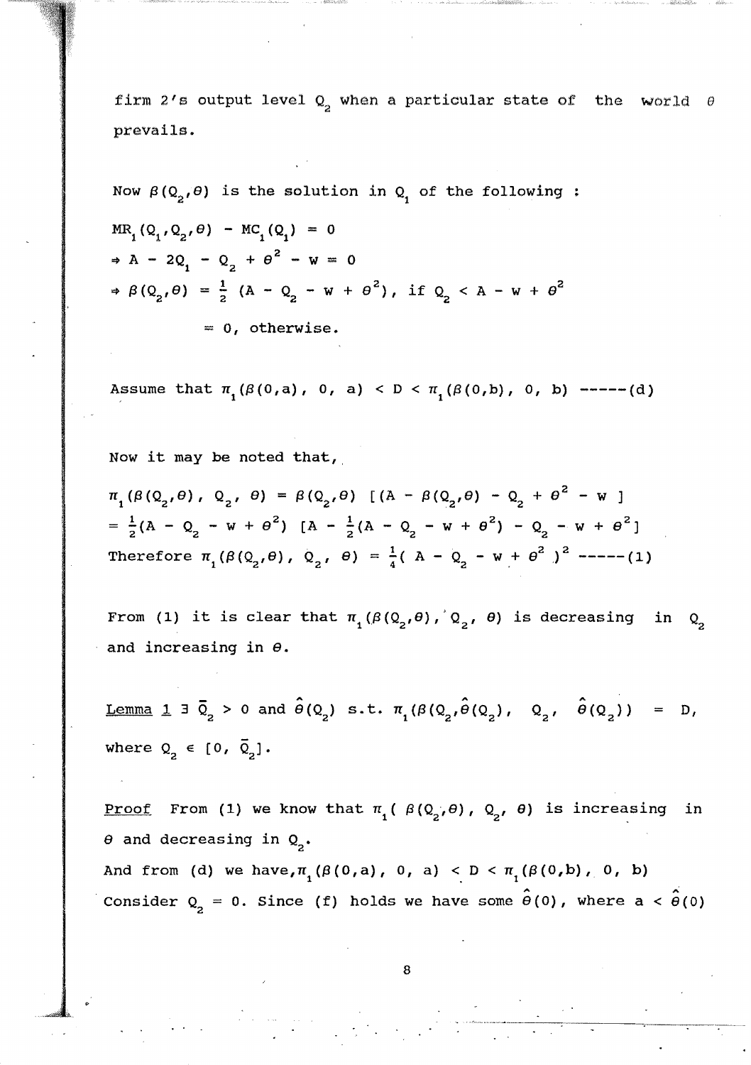firm 2's output level $Q_2$ when a particular state of the world $\theta$ prevails.

Now $\beta(Q_2,\theta)$ is the solution in $Q_1$ of the following :

$$MR_1(Q_1,Q_2,\theta) - MC_1(Q_1) = 0$$

$$\Rightarrow A - 2Q_1 - Q_2 + \theta^2 - w = 0$$

$$\Rightarrow \beta(Q_2,\theta) = \tfrac{1}{2}\,(A - Q_2 - w + \theta^2), \text{ if } Q_2 < A - w + \theta^2$$

$$= 0, \text{ otherwise.}$$

Assume that $\pi_1(\beta(0,a),\ 0,\ a) < D < \pi_1(\beta(0,b),\ 0,\ b)$ -----(d)

Now it may be noted that,

$$\pi_1(\beta(Q_2,\theta),\ Q_2,\ \theta) = \beta(Q_2,\theta)\ [(A - \beta(Q_2,\theta) - Q_2 + \theta^2 - w\ ]$$

$$= \tfrac{1}{2}(A - Q_2 - w + \theta^2)\ [A - \tfrac{1}{2}(A - Q_2 - w + \theta^2) - Q_2 - w + \theta^2]$$

Therefore $\pi_1(\beta(Q_2,\theta),\ Q_2,\ \theta) = \frac{1}{4}(\ A - Q_2 - w + \theta^2\ )^2$ -----(1)

From (1) it is clear that $\pi_1(\beta(Q_2,\theta),\ Q_2,\ \theta)$ is decreasing in $Q_2$ and increasing in $\theta$.

<u>Lemma 1</u> $\exists\ \bar{Q}_2 > 0$ and $\hat{\theta}(Q_2)$ s.t. $\pi_1(\beta(Q_2,\hat{\theta}(Q_2)),\ Q_2,\ \hat{\theta}(Q_2)) = D$, where $Q_2 \in [0,\ \bar{Q}_2]$.

<u>Proof</u> From (1) we know that $\pi_1(\ \beta(Q_2,\theta),\ Q_2,\ \theta)$ is increasing in $\theta$ and decreasing in $Q_2$.

And from (d) we have, $\pi_1(\beta(0,a),\ 0,\ a) < D < \pi_1(\beta(0,b),\ 0,\ b)$

Consider $Q_2 = 0$. Since (f) holds we have some $\hat{\theta}(0)$, where $a < \hat{\theta}(0)$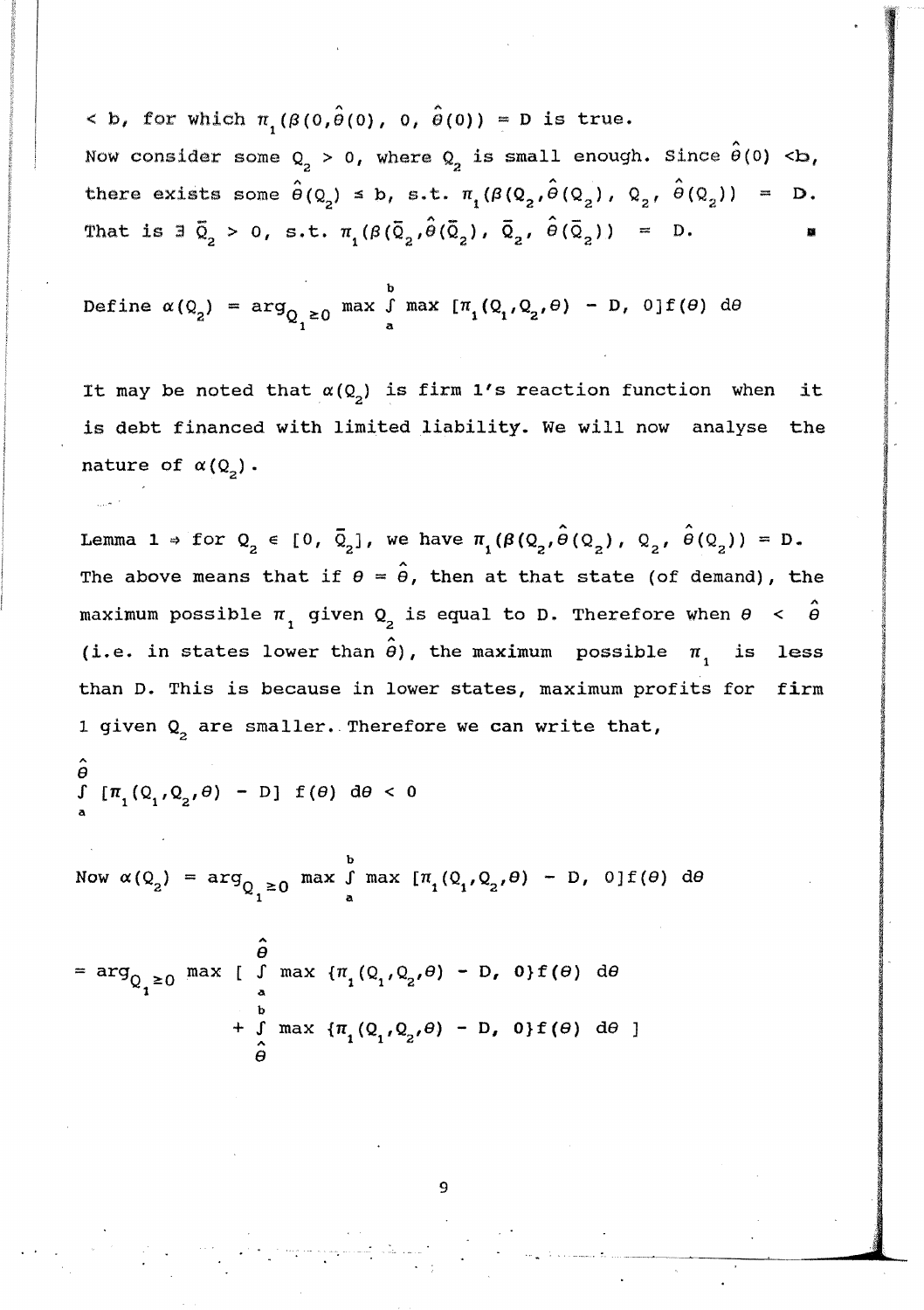$< b$, for which $\pi_1(\beta(0,\hat{\theta}(0),\ 0,\ \hat{\theta}(0)) = D$ is true.

Now consider some $Q_2 > 0$, where $Q_2$ is small enough. Since $\hat{\theta}(0) < b$, there exists some $\hat{\theta}(Q_2) \leq b$, s.t. $\pi_1(\beta(Q_2,\hat{\theta}(Q_2)),\ Q_2,\ \hat{\theta}(Q_2)) = D$. That is $\exists\ \bar{Q}_2 > 0$, s.t. $\pi_1(\beta(\bar{Q}_2,\hat{\theta}(\bar{Q}_2)),\ \bar{Q}_2,\ \hat{\theta}(\bar{Q}_2)) = D$. ∎

Define $\alpha(Q_2) = \arg_{Q_1 \geq 0} \max \int_a^b \max\ [\pi_1(Q_1,Q_2,\theta) - D,\ 0] f(\theta)\ d\theta$

It may be noted that $\alpha(Q_2)$ is firm 1's reaction function when it is debt financed with limited liability. We will now analyse the nature of $\alpha(Q_2)$.

Lemma 1 $\Rightarrow$ for $Q_2 \in [0,\ \bar{Q}_2]$, we have $\pi_1(\beta(Q_2,\hat{\theta}(Q_2)),\ Q_2,\ \hat{\theta}(Q_2)) = D$. The above means that if $\theta = \hat{\theta}$, then at that state (of demand), the maximum possible $\pi_1$ given $Q_2$ is equal to D. Therefore when $\theta < \hat{\theta}$ (i.e. in states lower than $\hat{\theta}$), the maximum possible $\pi_1$ is less than D. This is because in lower states, maximum profits for firm 1 given $Q_2$ are smaller. Therefore we can write that,

$$\int_a^{\hat{\theta}} [\pi_1(Q_1,Q_2,\theta) - D]\ f(\theta)\ d\theta < 0$$

Now $\alpha(Q_2) = \arg_{Q_1 \geq 0} \max \int_a^b \max\ [\pi_1(Q_1,Q_2,\theta) - D,\ 0] f(\theta)\ d\theta$

$$= \arg_{Q_1 \geq 0} \max \Big[ \int_a^{\hat{\theta}} \max\ \{\pi_1(Q_1,Q_2,\theta) - D,\ 0\} f(\theta)\ d\theta + \int_{\hat{\theta}}^b \max\ \{\pi_1(Q_1,Q_2,\theta) - D,\ 0\} f(\theta)\ d\theta \Big]$$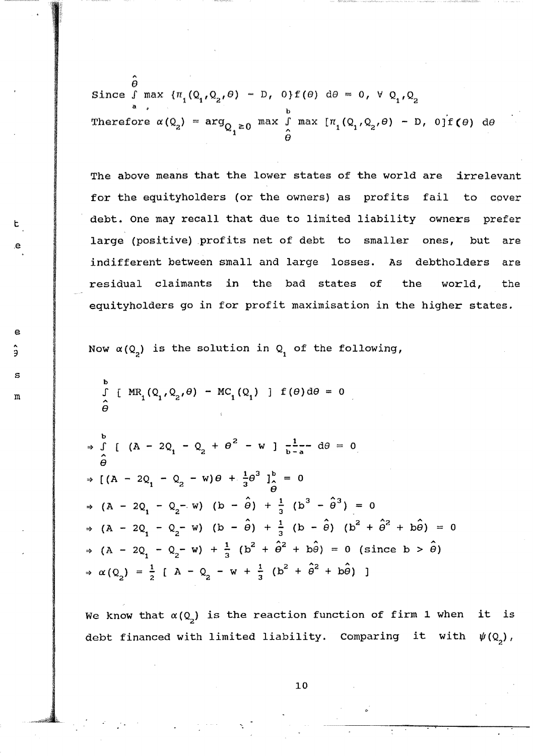Since $\int_a^{\hat{\theta}} \max \{\pi_1(Q_1,Q_2,\theta) - D, 0\} f(\theta)\, d\theta = 0, \ \forall \ Q_1,Q_2$

Therefore $\alpha(Q_2) = \arg_{Q_1 \geq 0} \max \int_{\hat{\theta}}^{b} \max [\pi_1(Q_1,Q_2,\theta) - D, 0] f(\theta)\, d\theta$

The above means that the lower states of the world are irrelevant for the equityholders (or the owners) as profits fail to cover debt. One may recall that due to limited liability owners prefer large (positive) profits net of debt to smaller ones, but are indifferent between small and large losses. As debtholders are residual claimants in the bad states of the world, the equityholders go in for profit maximisation in the higher states.

Now $\alpha(Q_2)$ is the solution in $Q_1$ of the following,

$$\int_{\hat{\theta}}^{b} [\ MR_1(Q_1,Q_2,\theta) - MC_1(Q_1)\ ]\ f(\theta) d\theta = 0$$

$$\Rightarrow \int_{\hat{\theta}}^{b} [\ (A - 2Q_1 - Q_2 + \theta^2 - w\ ]\ \frac{1}{b-a}\ d\theta = 0$$

$$\Rightarrow [(A - 2Q_1 - Q_2 - w)\theta + \tfrac{1}{3}\theta^3\ ]_{\hat{\theta}}^{b} = 0$$

$$\Rightarrow (A - 2Q_1 - Q_2 - w)\ (b - \hat{\theta}) + \tfrac{1}{3}\ (b^3 - \hat{\theta}^3) = 0$$

$$\Rightarrow (A - 2Q_1 - Q_2 - w)\ (b - \hat{\theta}) + \tfrac{1}{3}\ (b - \hat{\theta})\ (b^2 + \hat{\theta}^2 + b\hat{\theta}) = 0$$

$$\Rightarrow (A - 2Q_1 - Q_2 - w) + \tfrac{1}{3}\ (b^2 + \hat{\theta}^2 + b\hat{\theta}) = 0 \text{ (since } b > \hat{\theta})$$

$$\Rightarrow \alpha(Q_2) = \tfrac{1}{2}\ [\ A - Q_2 - w + \tfrac{1}{3}\ (b^2 + \hat{\theta}^2 + b\hat{\theta})\ ]$$

We know that $\alpha(Q_2)$ is the reaction function of firm 1 when it is debt financed with limited liability. Comparing it with $\psi(Q_2)$,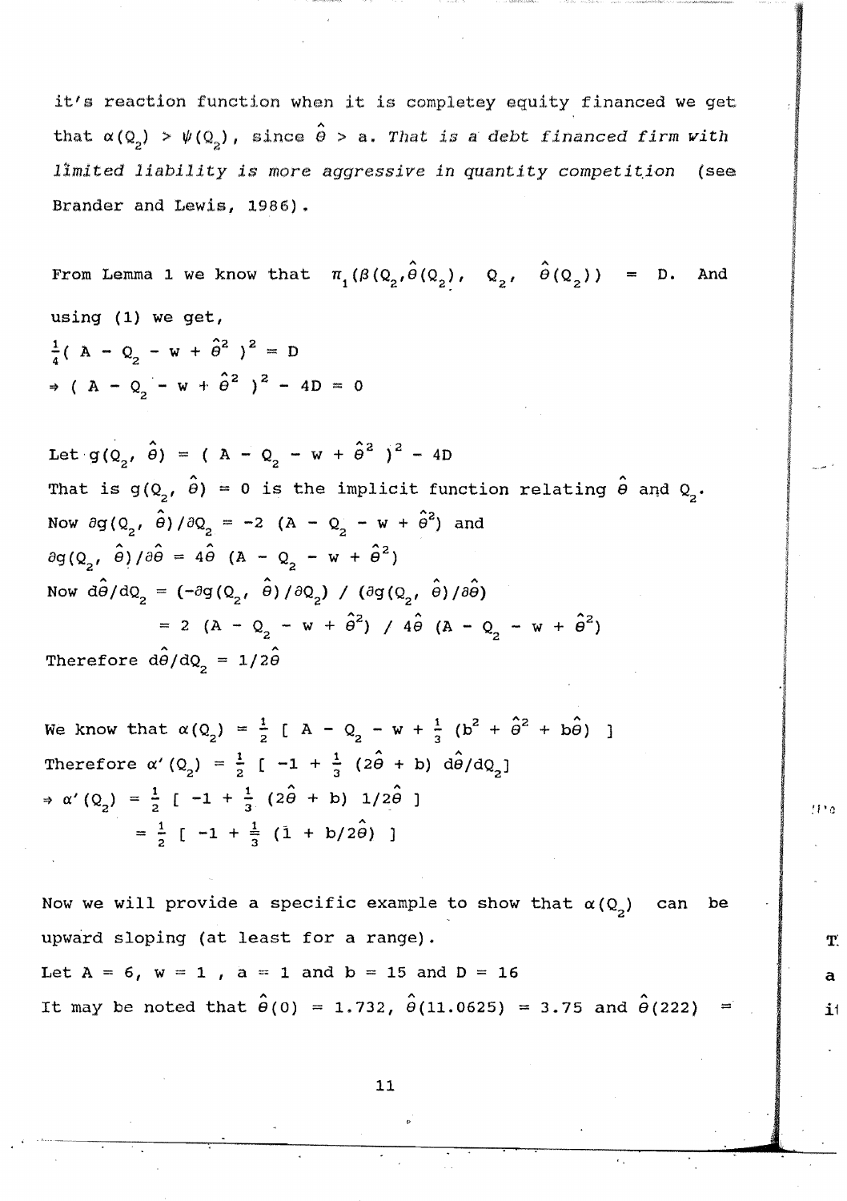it's reaction function when it is completey equity financed we get that $\alpha(Q_2) > \psi(Q_2)$, since $\hat{\theta} > a$. *That is a debt financed firm with limited liability is more aggressive in quantity competition* (see Brander and Lewis, 1986).

From Lemma 1 we know that $\pi_1(\beta(Q_2, \hat{\theta}(Q_2)), \; Q_2, \; \hat{\theta}(Q_2)) = D$. And using (1) we get,

$$\frac{1}{4}( A - Q_2 - w + \hat{\theta}^2 )^2 = D$$

$$\Rightarrow ( A - Q_2 - w + \hat{\theta}^2 )^2 - 4D = 0$$

Let $g(Q_2, \hat{\theta}) = ( A - Q_2 - w + \hat{\theta}^2 )^2 - 4D$

That is $g(Q_2, \hat{\theta}) = 0$ is the implicit function relating $\hat{\theta}$ and $Q_2$.

Now $\partial g(Q_2, \hat{\theta})/\partial Q_2 = -2 \; (A - Q_2 - w + \hat{\theta}^2)$ and

$\partial g(Q_2, \hat{\theta})/\partial \hat{\theta} = 4\hat{\theta} \; (A - Q_2 - w + \hat{\theta}^2)$

Now $d\hat{\theta}/dQ_2 = (-\partial g(Q_2, \hat{\theta})/\partial Q_2) \; / \; (\partial g(Q_2, \hat{\theta})/\partial \hat{\theta})$

$$= 2 \; (A - Q_2 - w + \hat{\theta}^2) \; / \; 4\hat{\theta} \; (A - Q_2 - w + \hat{\theta}^2)$$

Therefore $d\hat{\theta}/dQ_2 = 1/2\hat{\theta}$

We know that $\alpha(Q_2) = \frac{1}{2} \; [ \; A - Q_2 - w + \frac{1}{3} \; (b^2 + \hat{\theta}^2 + b\hat{\theta}) \; ]$

Therefore $\alpha'(Q_2) = \frac{1}{2} \; [ \; -1 + \frac{1}{3} \; (2\hat{\theta} + b) \; d\hat{\theta}/dQ_2 ]$

$$\Rightarrow \alpha'(Q_2) = \frac{1}{2} \; [ \; -1 + \frac{1}{3} \; (2\hat{\theta} + b) \; 1/2\hat{\theta} \; ]$$

$$= \frac{1}{2} \; [ \; -1 + \frac{1}{3} \; (1 + b/2\hat{\theta}) \; ]$$

Now we will provide a specific example to show that $\alpha(Q_2)$ can be upward sloping (at least for a range).

Let $A = 6$, $w = 1$ , $a = 1$ and $b = 15$ and $D = 16$

It may be noted that $\hat{\theta}(0) = 1.732$, $\hat{\theta}(11.0625) = 3.75$ and $\hat{\theta}(222) =$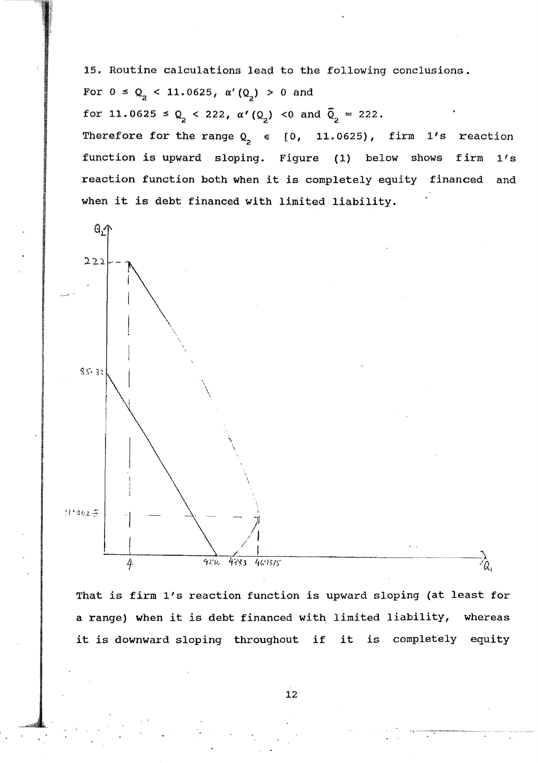15. Routine calculations lead to the following conclusions.

For $0 \le Q_2 < 11.0625$, $\alpha'(Q_2) > 0$ and

for $11.0625 \le Q_2 < 222$, $\alpha'(Q_2) < 0$ and $\bar{Q}_2 = 222$.

Therefore for the range $Q_2 \in [0, \ 11.0625)$, firm 1's reaction function is upward sloping. Figure (1) below shows firm 1's reaction function both when it is completely equity financed and when it is debt financed with limited liability.

That is firm 1's reaction function is upward sloping (at least for a range) when it is debt financed with limited liability, whereas it is downward sloping throughout if it is completely equity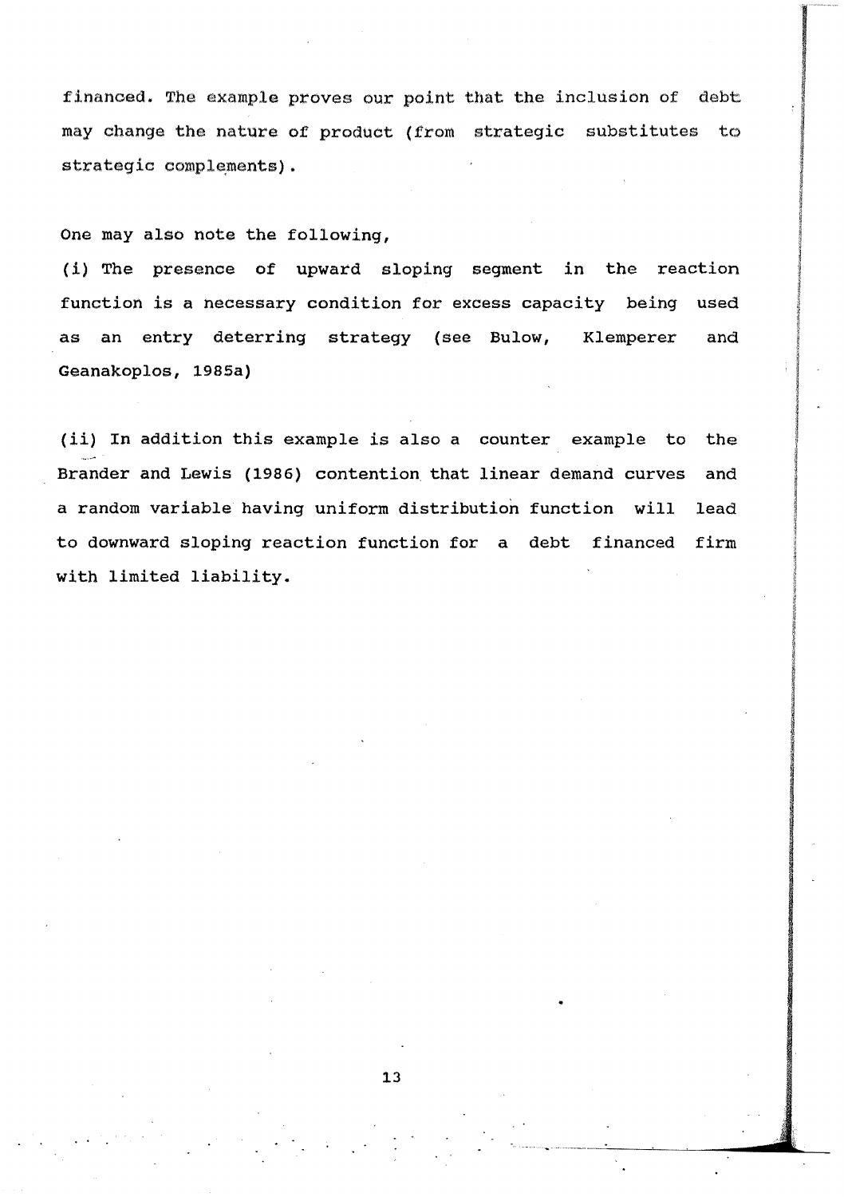financed. The example proves our point that the inclusion of debt may change the nature of product (from strategic substitutes to strategic complements).

One may also note the following,

(i) The presence of upward sloping segment in the reaction function is a necessary condition for excess capacity being used as an entry deterring strategy (see Bulow, Klemperer and Geanakoplos, 1985a)

(ii) In addition this example is also a counter example to the Brander and Lewis (1986) contention that linear demand curves and a random variable having uniform distribution function will lead to downward sloping reaction function for a debt financed firm with limited liability.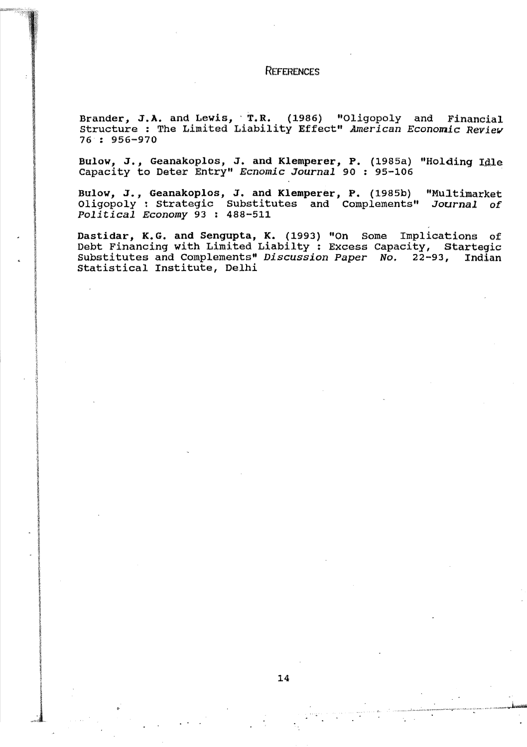## REFERENCES

**Brander, J.A. and Lewis, T.R.** (1986) "Oligopoly and Financial Structure : The Limited Liability Effect" *American Economic Review* 76 : 956-970

**Bulow, J., Geanakoplos, J. and Klemperer, P.** (1985a) "Holding Idle Capacity to Deter Entry" *Ecnomic Journal* 90 : 95-106

**Bulow, J., Geanakoplos, J. and Klemperer, P.** (1985b) "Multimarket Oligopoly : Strategic Substitutes and Complements" *Journal of Political Economy* 93 : 488-511

**Dastidar, K.G. and Sengupta, K.** (1993) "On Some Implications of Debt Financing with Limited Liabilty : Excess Capacity, Startegic Substitutes and Complements" *Discussion Paper No.* 22-93, Indian Statistical Institute, Delhi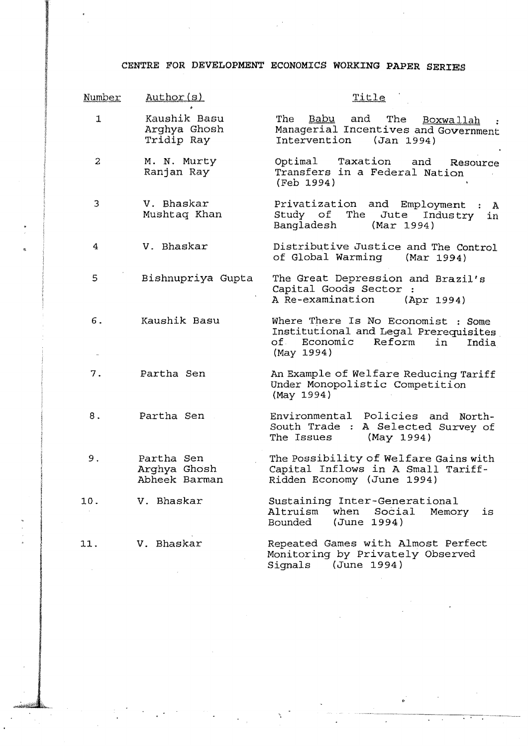# CENTRE FOR DEVELOPMENT ECONOMICS WORKING PAPER SERIES

| Number | Author(s) | Title |
| --- | --- | --- |
| 1 | Kaushik Basu<br>Arghya Ghosh<br>Tridip Ray | The *Babu* and The *Boxwallah* : Managerial Incentives and Government Intervention (Jan 1994) |
| 2 | M. N. Murty<br>Ranjan Ray | Optimal Taxation and Resource Transfers in a Federal Nation (Feb 1994) |
| 3 | V. Bhaskar<br>Mushtaq Khan | Privatization and Employment : A Study of The Jute Industry in Bangladesh (Mar 1994) |
| 4 | V. Bhaskar | Distributive Justice and The Control of Global Warming (Mar 1994) |
| 5 | Bishnupriya Gupta | The Great Depression and Brazil's Capital Goods Sector : A Re-examination (Apr 1994) |
| 6. | Kaushik Basu | Where There Is No Economist : Some Institutional and Legal Prerequisites of Economic Reform in India (May 1994) |
| 7. | Partha Sen | An Example of Welfare Reducing Tariff Under Monopolistic Competition (May 1994) |
| 8. | Partha Sen | Environmental Policies and North-South Trade : A Selected Survey of The Issues (May 1994) |
| 9. | Partha Sen<br>Arghya Ghosh<br>Abheek Barman | The Possibility of Welfare Gains with Capital Inflows in A Small Tariff-Ridden Economy (June 1994) |
| 10. | V. Bhaskar | Sustaining Inter-Generational Altruism when Social Memory is Bounded (June 1994) |
| 11. | V. Bhaskar | Repeated Games with Almost Perfect Monitoring by Privately Observed Signals (June 1994) |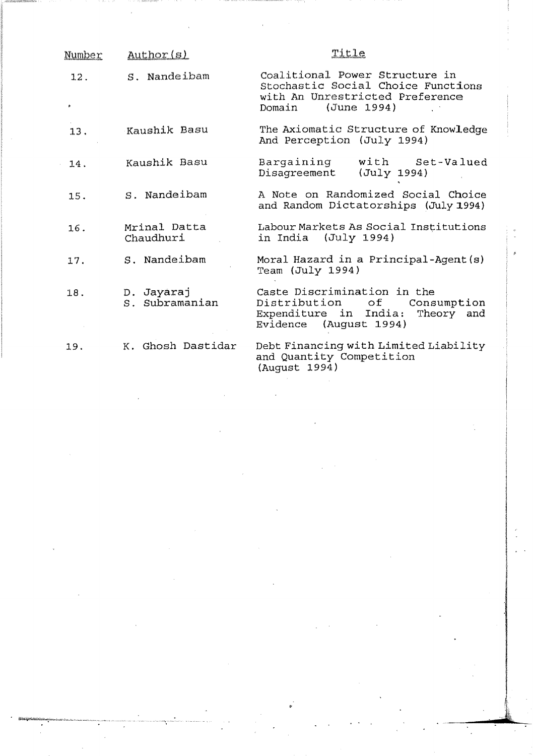| Number | Author(s) | Title |
|---|---|---|
| 12. | S. Nandeibam | Coalitional Power Structure in Stochastic Social Choice Functions with An Unrestricted Preference Domain (June 1994) |
| 13. | Kaushik Basu | The Axiomatic Structure of Knowledge And Perception (July 1994) |
| 14. | Kaushik Basu | Bargaining with Set-Valued Disagreement (July 1994) |
| 15. | S. Nandeibam | A Note on Randomized Social Choice and Random Dictatorships (July 1994) |
| 16. | Mrinal Datta Chaudhuri | Labour Markets As Social Institutions in India (July 1994) |
| 17. | S. Nandeibam | Moral Hazard in a Principal-Agent(s) Team (July 1994) |
| 18. | D. Jayaraj<br>S. Subramanian | Caste Discrimination in the Distribution of Consumption Expenditure in India: Theory and Evidence (August 1994) |
| 19. | K. Ghosh Dastidar | Debt Financing with Limited Liability and Quantity Competition (August 1994) |